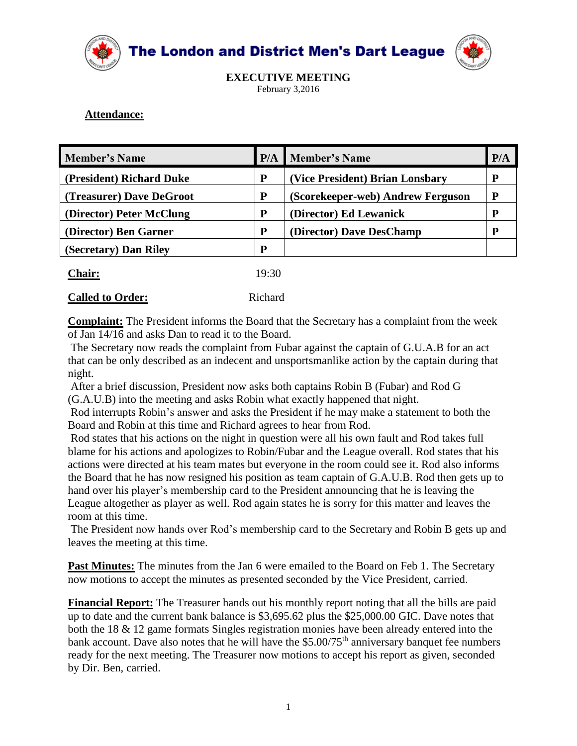# The London and District Men's Dart League

## EXECUTIVE MEETING

February 3,2016

**Attendance:**

| Member's Name | P/A | Member's Name | P/A |
|---|---|---|---|
| **(President) Richard Duke** | **P** | **(Vice President) Brian Lonsbary** | **P** |
| **(Treasurer) Dave DeGroot** | **P** | **(Scorekeeper-web) Andrew Ferguson** | **P** |
| **(Director) Peter McClung** | **P** | **(Director) Ed Lewanick** | **P** |
| **(Director) Ben Garner** | **P** | **(Director) Dave DesChamp** | **P** |
| **(Secretary) Dan Riley** | **P** | | |

**Chair:** 19:30

**Called to Order:** Richard

**Complaint:** The President informs the Board that the Secretary has a complaint from the week of Jan 14/16 and asks Dan to read it to the Board.

The Secretary now reads the complaint from Fubar against the captain of G.U.A.B for an act that can be only described as an indecent and unsportsmanlike action by the captain during that night.

After a brief discussion, President now asks both captains Robin B (Fubar) and Rod G (G.A.U.B) into the meeting and asks Robin what exactly happened that night.

Rod interrupts Robin's answer and asks the President if he may make a statement to both the Board and Robin at this time and Richard agrees to hear from Rod.

Rod states that his actions on the night in question were all his own fault and Rod takes full blame for his actions and apologizes to Robin/Fubar and the League overall. Rod states that his actions were directed at his team mates but everyone in the room could see it. Rod also informs the Board that he has now resigned his position as team captain of G.A.U.B. Rod then gets up to hand over his player's membership card to the President announcing that he is leaving the League altogether as player as well. Rod again states he is sorry for this matter and leaves the room at this time.

The President now hands over Rod's membership card to the Secretary and Robin B gets up and leaves the meeting at this time.

**Past Minutes:** The minutes from the Jan 6 were emailed to the Board on Feb 1. The Secretary now motions to accept the minutes as presented seconded by the Vice President, carried.

**Financial Report:** The Treasurer hands out his monthly report noting that all the bills are paid up to date and the current bank balance is $3,695.62 plus the $25,000.00 GIC. Dave notes that both the 18 & 12 game formats Singles registration monies have been already entered into the bank account. Dave also notes that he will have the $5.00/75th anniversary banquet fee numbers ready for the next meeting. The Treasurer now motions to accept his report as given, seconded by Dir. Ben, carried.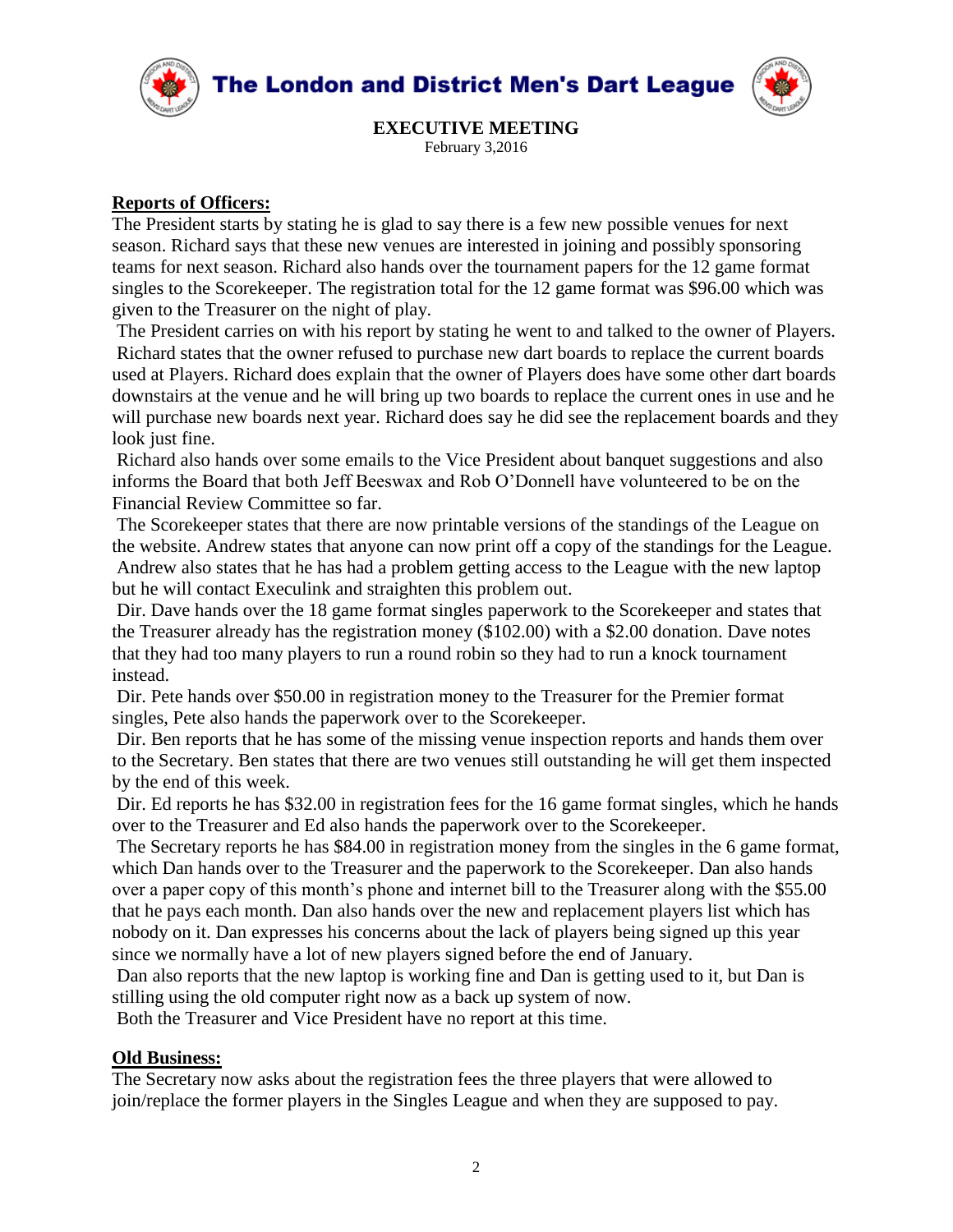# The London and District Men's Dart League

**EXECUTIVE MEETING**
February 3,2016

**Reports of Officers:**

The President starts by stating he is glad to say there is a few new possible venues for next season. Richard says that these new venues are interested in joining and possibly sponsoring teams for next season. Richard also hands over the tournament papers for the 12 game format singles to the Scorekeeper. The registration total for the 12 game format was $96.00 which was given to the Treasurer on the night of play.

The President carries on with his report by stating he went to and talked to the owner of Players. Richard states that the owner refused to purchase new dart boards to replace the current boards used at Players. Richard does explain that the owner of Players does have some other dart boards downstairs at the venue and he will bring up two boards to replace the current ones in use and he will purchase new boards next year. Richard does say he did see the replacement boards and they look just fine.

Richard also hands over some emails to the Vice President about banquet suggestions and also informs the Board that both Jeff Beeswax and Rob O'Donnell have volunteered to be on the Financial Review Committee so far.

The Scorekeeper states that there are now printable versions of the standings of the League on the website. Andrew states that anyone can now print off a copy of the standings for the League. Andrew also states that he has had a problem getting access to the League with the new laptop but he will contact Execulink and straighten this problem out.

Dir. Dave hands over the 18 game format singles paperwork to the Scorekeeper and states that the Treasurer already has the registration money ($102.00) with a $2.00 donation. Dave notes that they had too many players to run a round robin so they had to run a knock tournament instead.

Dir. Pete hands over $50.00 in registration money to the Treasurer for the Premier format singles, Pete also hands the paperwork over to the Scorekeeper.

Dir. Ben reports that he has some of the missing venue inspection reports and hands them over to the Secretary. Ben states that there are two venues still outstanding he will get them inspected by the end of this week.

Dir. Ed reports he has $32.00 in registration fees for the 16 game format singles, which he hands over to the Treasurer and Ed also hands the paperwork over to the Scorekeeper.

The Secretary reports he has $84.00 in registration money from the singles in the 6 game format, which Dan hands over to the Treasurer and the paperwork to the Scorekeeper. Dan also hands over a paper copy of this month's phone and internet bill to the Treasurer along with the $55.00 that he pays each month. Dan also hands over the new and replacement players list which has nobody on it. Dan expresses his concerns about the lack of players being signed up this year since we normally have a lot of new players signed before the end of January.

Dan also reports that the new laptop is working fine and Dan is getting used to it, but Dan is stilling using the old computer right now as a back up system of now.

Both the Treasurer and Vice President have no report at this time.

**Old Business:**

The Secretary now asks about the registration fees the three players that were allowed to join/replace the former players in the Singles League and when they are supposed to pay.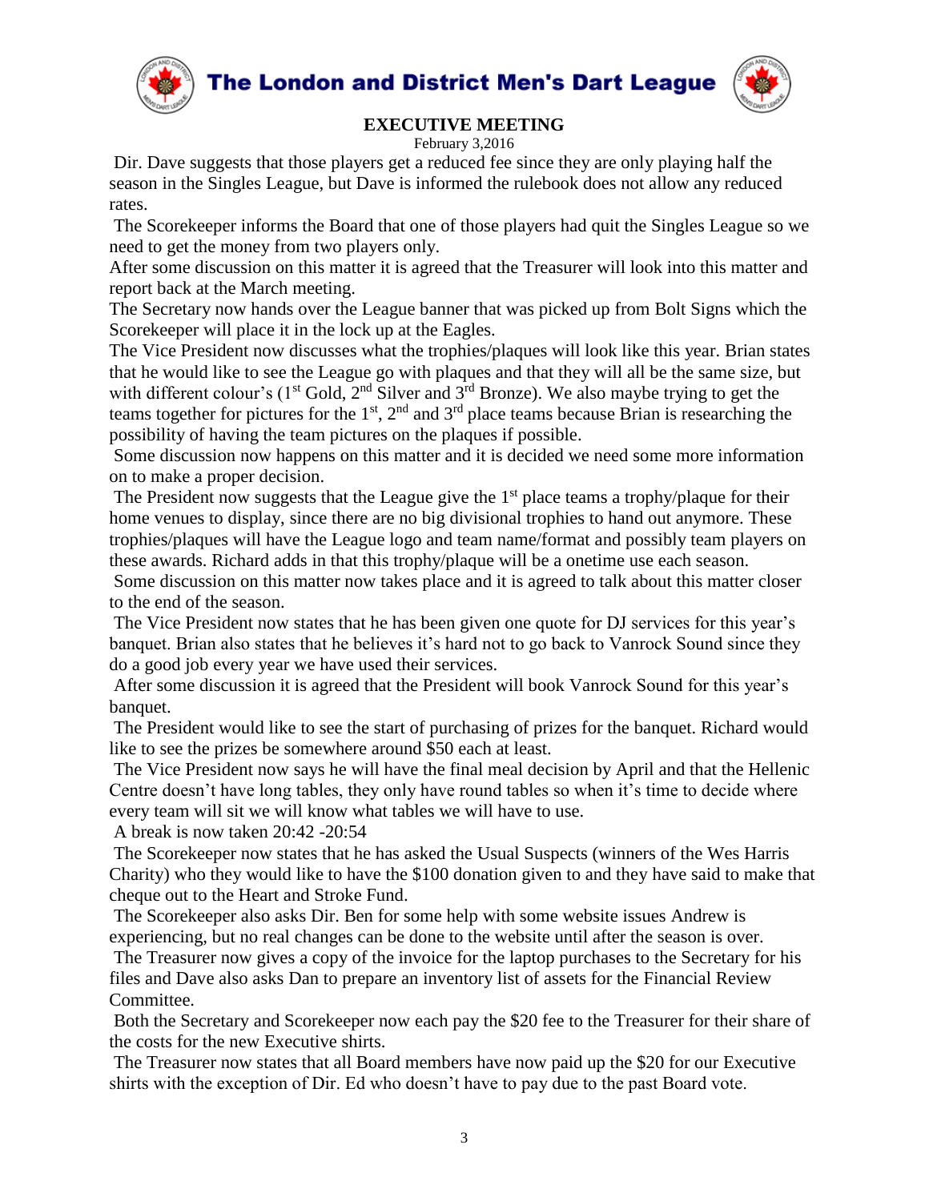# The London and District Men's Dart League

## EXECUTIVE MEETING

February 3,2016

Dir. Dave suggests that those players get a reduced fee since they are only playing half the season in the Singles League, but Dave is informed the rulebook does not allow any reduced rates.

The Scorekeeper informs the Board that one of those players had quit the Singles League so we need to get the money from two players only.

After some discussion on this matter it is agreed that the Treasurer will look into this matter and report back at the March meeting.

The Secretary now hands over the League banner that was picked up from Bolt Signs which the Scorekeeper will place it in the lock up at the Eagles.

The Vice President now discusses what the trophies/plaques will look like this year. Brian states that he would like to see the League go with plaques and that they will all be the same size, but with different colour's (1st Gold, 2nd Silver and 3rd Bronze). We also maybe trying to get the teams together for pictures for the 1st, 2nd and 3rd place teams because Brian is researching the possibility of having the team pictures on the plaques if possible.

Some discussion now happens on this matter and it is decided we need some more information on to make a proper decision.

The President now suggests that the League give the 1st place teams a trophy/plaque for their home venues to display, since there are no big divisional trophies to hand out anymore. These trophies/plaques will have the League logo and team name/format and possibly team players on these awards. Richard adds in that this trophy/plaque will be a onetime use each season.

Some discussion on this matter now takes place and it is agreed to talk about this matter closer to the end of the season.

The Vice President now states that he has been given one quote for DJ services for this year's banquet. Brian also states that he believes it's hard not to go back to Vanrock Sound since they do a good job every year we have used their services.

After some discussion it is agreed that the President will book Vanrock Sound for this year's banquet.

The President would like to see the start of purchasing of prizes for the banquet. Richard would like to see the prizes be somewhere around $50 each at least.

The Vice President now says he will have the final meal decision by April and that the Hellenic Centre doesn't have long tables, they only have round tables so when it's time to decide where every team will sit we will know what tables we will have to use.

A break is now taken 20:42 -20:54

The Scorekeeper now states that he has asked the Usual Suspects (winners of the Wes Harris Charity) who they would like to have the $100 donation given to and they have said to make that cheque out to the Heart and Stroke Fund.

The Scorekeeper also asks Dir. Ben for some help with some website issues Andrew is experiencing, but no real changes can be done to the website until after the season is over.

The Treasurer now gives a copy of the invoice for the laptop purchases to the Secretary for his files and Dave also asks Dan to prepare an inventory list of assets for the Financial Review Committee.

Both the Secretary and Scorekeeper now each pay the $20 fee to the Treasurer for their share of the costs for the new Executive shirts.

The Treasurer now states that all Board members have now paid up the $20 for our Executive shirts with the exception of Dir. Ed who doesn't have to pay due to the past Board vote.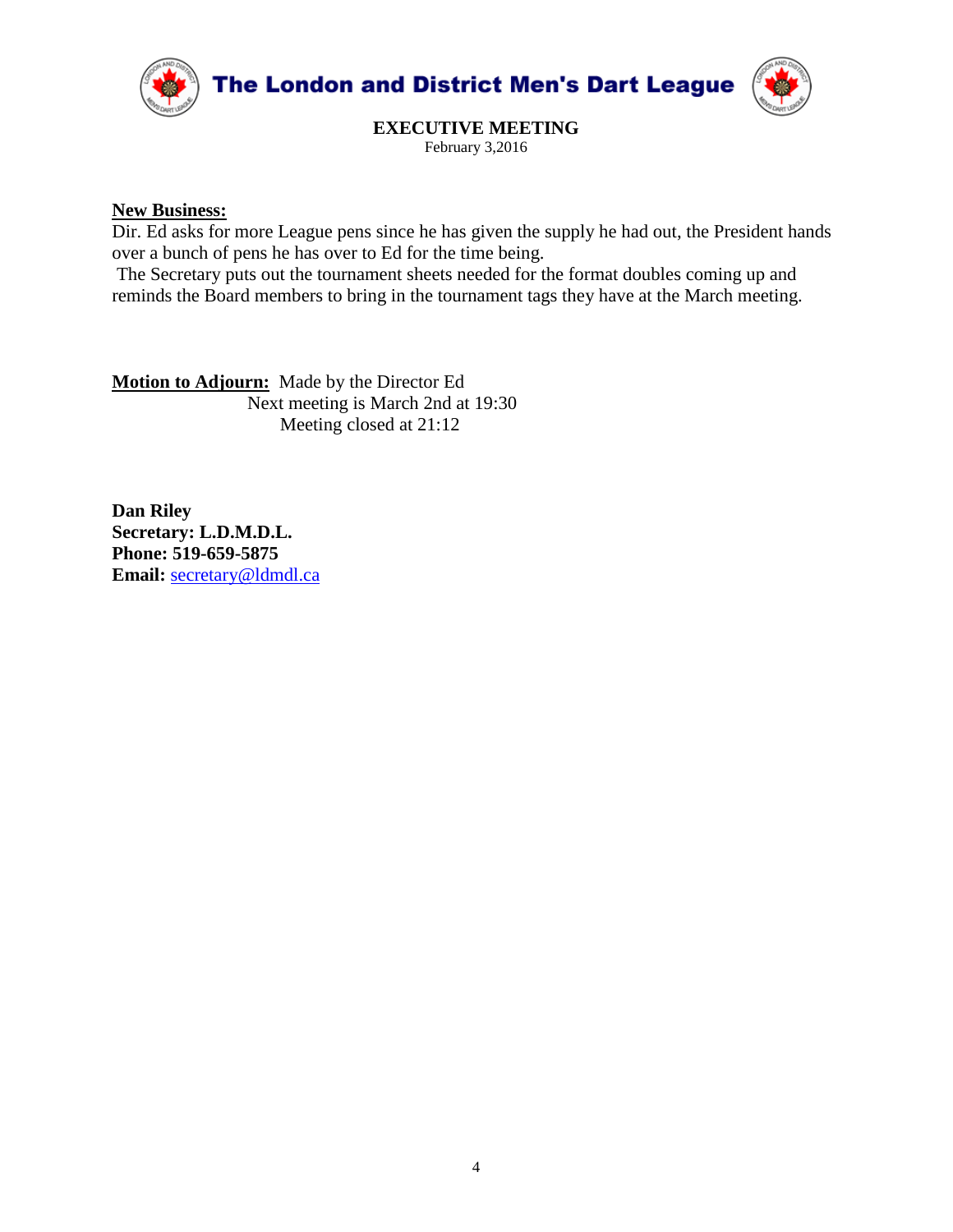# The London and District Men's Dart League

## EXECUTIVE MEETING

February 3,2016

**New Business:**

Dir. Ed asks for more League pens since he has given the supply he had out, the President hands over a bunch of pens he has over to Ed for the time being.

The Secretary puts out the tournament sheets needed for the format doubles coming up and reminds the Board members to bring in the tournament tags they have at the March meeting.

**Motion to Adjourn:** Made by the Director Ed

Next meeting is March 2nd at 19:30

Meeting closed at 21:12

**Dan Riley**
**Secretary: L.D.M.D.L.**
**Phone: 519-659-5875**
**Email:** secretary@ldmdl.ca